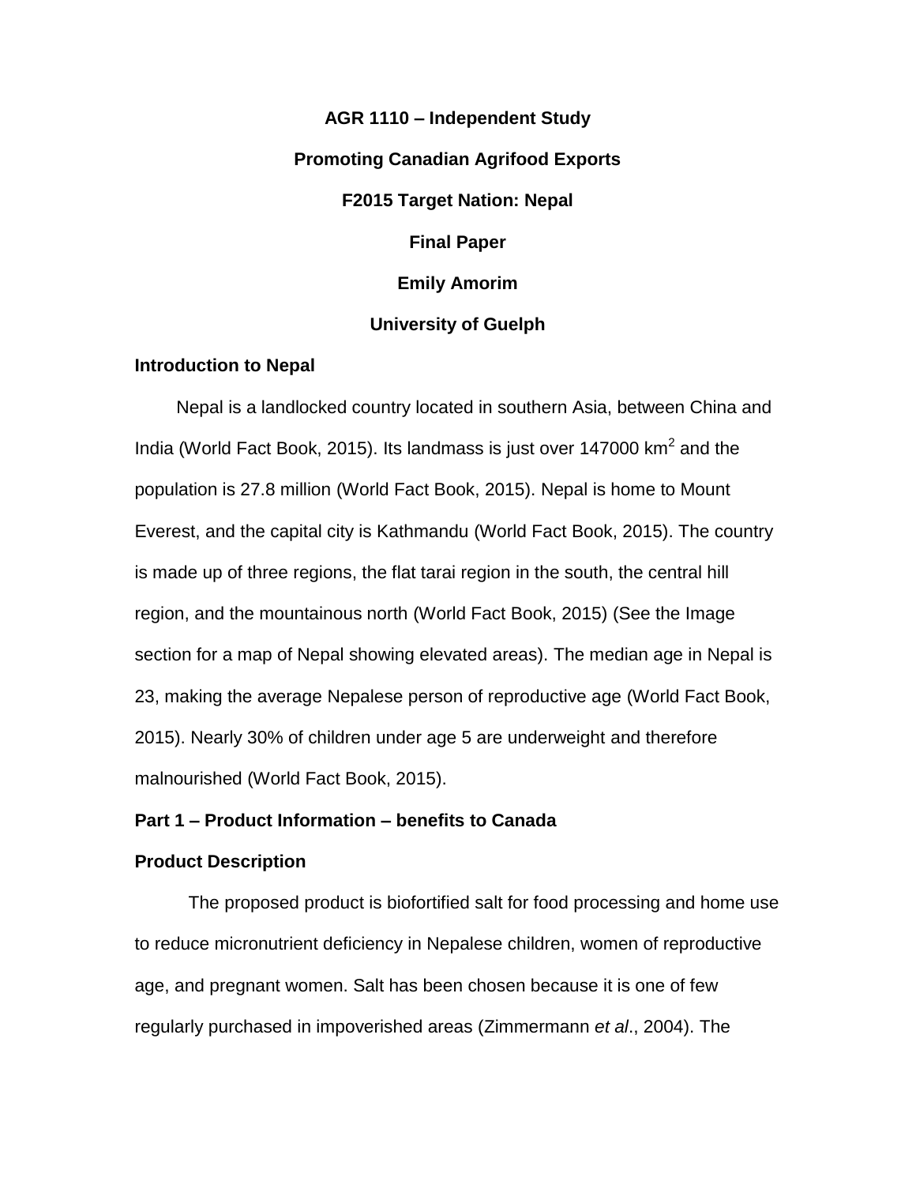**AGR 1110 – Independent Study**

**Promoting Canadian Agrifood Exports**

**F2015 Target Nation: Nepal**

**Final Paper**

**Emily Amorim**

**University of Guelph**

## Introduction to Nepal

Nepal is a landlocked country located in southern Asia, between China and India (World Fact Book, 2015). Its landmass is just over 147000 $km^2$ and the population is 27.8 million (World Fact Book, 2015). Nepal is home to Mount Everest, and the capital city is Kathmandu (World Fact Book, 2015). The country is made up of three regions, the flat tarai region in the south, the central hill region, and the mountainous north (World Fact Book, 2015) (See the Image section for a map of Nepal showing elevated areas). The median age in Nepal is 23, making the average Nepalese person of reproductive age (World Fact Book, 2015). Nearly 30% of children under age 5 are underweight and therefore malnourished (World Fact Book, 2015).

## Part 1 – Product Information – benefits to Canada

### Product Description

The proposed product is biofortified salt for food processing and home use to reduce micronutrient deficiency in Nepalese children, women of reproductive age, and pregnant women. Salt has been chosen because it is one of few regularly purchased in impoverished areas (Zimmermann *et al*., 2004). The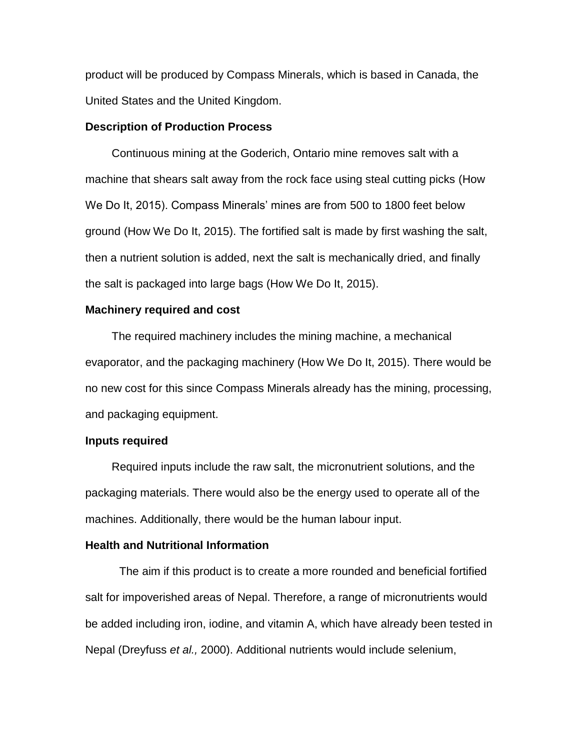product will be produced by Compass Minerals, which is based in Canada, the United States and the United Kingdom.

**Description of Production Process**

Continuous mining at the Goderich, Ontario mine removes salt with a machine that shears salt away from the rock face using steal cutting picks (How We Do It, 2015). Compass Minerals' mines are from 500 to 1800 feet below ground (How We Do It, 2015). The fortified salt is made by first washing the salt, then a nutrient solution is added, next the salt is mechanically dried, and finally the salt is packaged into large bags (How We Do It, 2015).

**Machinery required and cost**

The required machinery includes the mining machine, a mechanical evaporator, and the packaging machinery (How We Do It, 2015). There would be no new cost for this since Compass Minerals already has the mining, processing, and packaging equipment.

**Inputs required**

Required inputs include the raw salt, the micronutrient solutions, and the packaging materials. There would also be the energy used to operate all of the machines. Additionally, there would be the human labour input.

**Health and Nutritional Information**

The aim if this product is to create a more rounded and beneficial fortified salt for impoverished areas of Nepal. Therefore, a range of micronutrients would be added including iron, iodine, and vitamin A, which have already been tested in Nepal (Dreyfuss *et al.,* 2000). Additional nutrients would include selenium,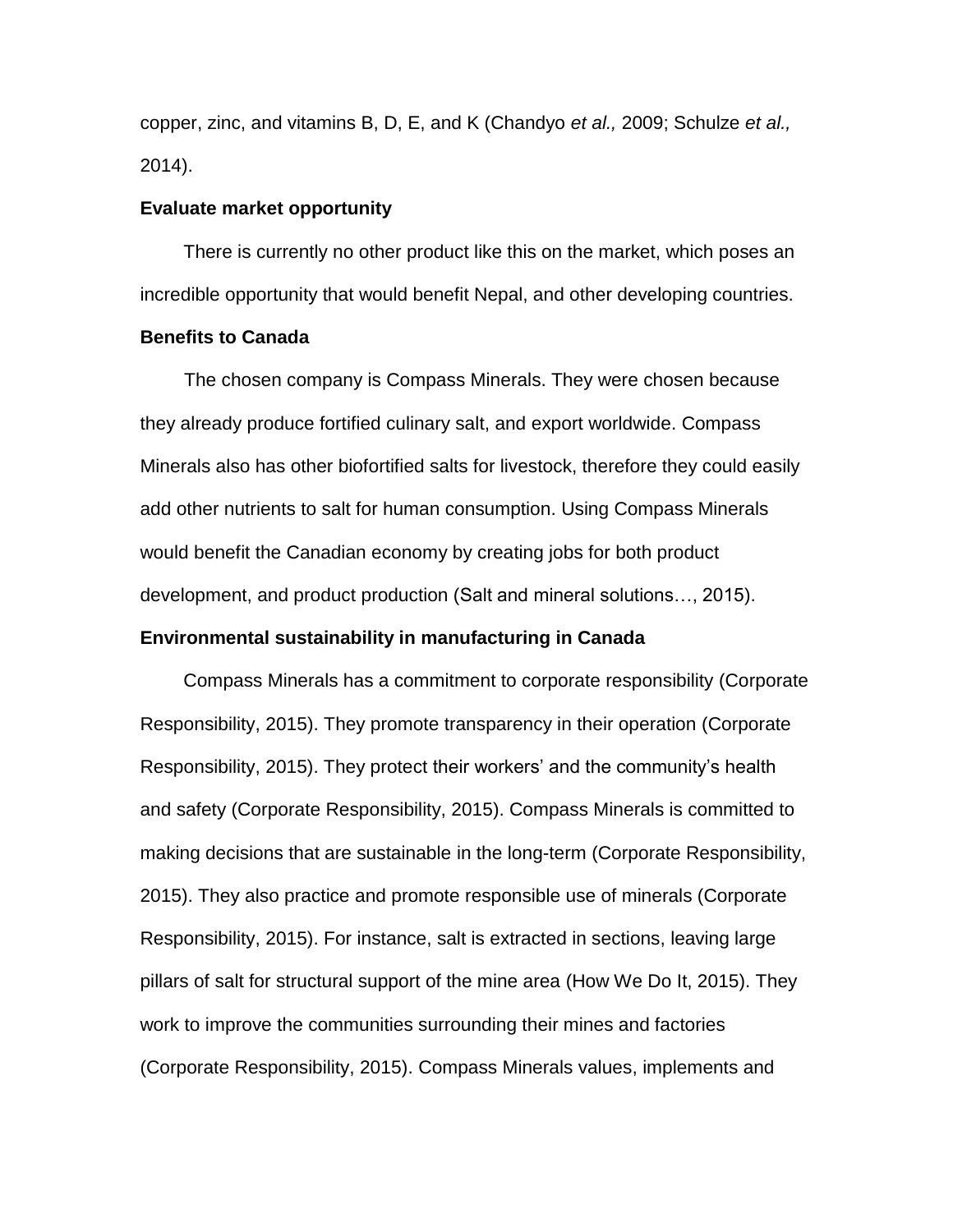copper, zinc, and vitamins B, D, E, and K (Chandyo *et al.,* 2009; Schulze *et al.,* 2014).

**Evaluate market opportunity**

There is currently no other product like this on the market, which poses an incredible opportunity that would benefit Nepal, and other developing countries.

**Benefits to Canada**

The chosen company is Compass Minerals. They were chosen because they already produce fortified culinary salt, and export worldwide. Compass Minerals also has other biofortified salts for livestock, therefore they could easily add other nutrients to salt for human consumption. Using Compass Minerals would benefit the Canadian economy by creating jobs for both product development, and product production (Salt and mineral solutions…, 2015).

**Environmental sustainability in manufacturing in Canada**

Compass Minerals has a commitment to corporate responsibility (Corporate Responsibility, 2015). They promote transparency in their operation (Corporate Responsibility, 2015). They protect their workers' and the community's health and safety (Corporate Responsibility, 2015). Compass Minerals is committed to making decisions that are sustainable in the long-term (Corporate Responsibility, 2015). They also practice and promote responsible use of minerals (Corporate Responsibility, 2015). For instance, salt is extracted in sections, leaving large pillars of salt for structural support of the mine area (How We Do It, 2015). They work to improve the communities surrounding their mines and factories (Corporate Responsibility, 2015). Compass Minerals values, implements and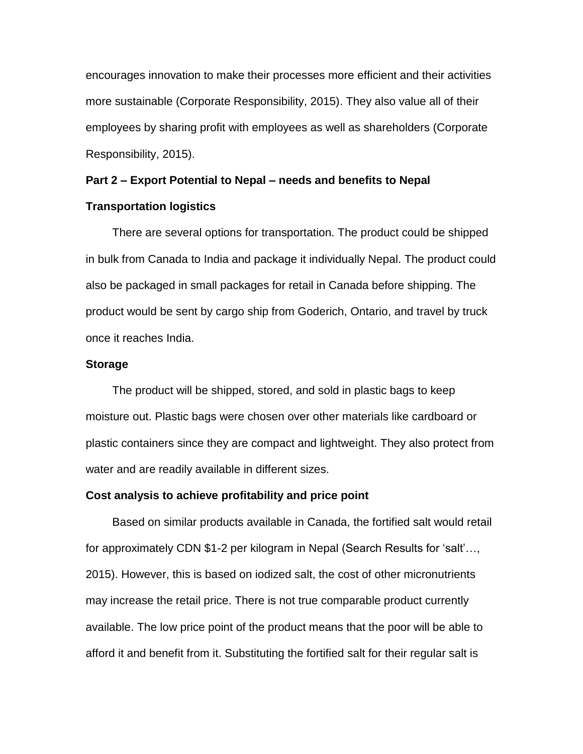encourages innovation to make their processes more efficient and their activities more sustainable (Corporate Responsibility, 2015). They also value all of their employees by sharing profit with employees as well as shareholders (Corporate Responsibility, 2015).

## Part 2 – Export Potential to Nepal – needs and benefits to Nepal

### Transportation logistics

There are several options for transportation. The product could be shipped in bulk from Canada to India and package it individually Nepal. The product could also be packaged in small packages for retail in Canada before shipping. The product would be sent by cargo ship from Goderich, Ontario, and travel by truck once it reaches India.

### Storage

The product will be shipped, stored, and sold in plastic bags to keep moisture out. Plastic bags were chosen over other materials like cardboard or plastic containers since they are compact and lightweight. They also protect from water and are readily available in different sizes.

### Cost analysis to achieve profitability and price point

Based on similar products available in Canada, the fortified salt would retail for approximately CDN $1-2 per kilogram in Nepal (Search Results for 'salt'…, 2015). However, this is based on iodized salt, the cost of other micronutrients may increase the retail price. There is not true comparable product currently available. The low price point of the product means that the poor will be able to afford it and benefit from it. Substituting the fortified salt for their regular salt is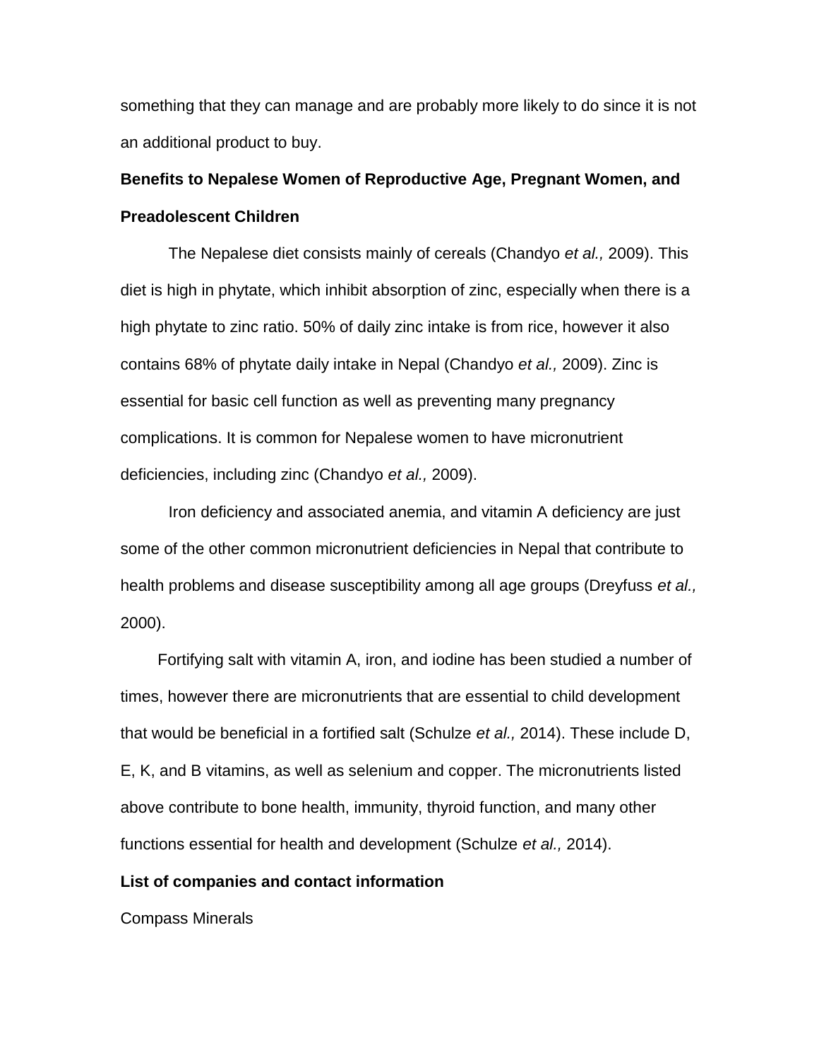something that they can manage and are probably more likely to do since it is not an additional product to buy.

**Benefits to Nepalese Women of Reproductive Age, Pregnant Women, and Preadolescent Children**

The Nepalese diet consists mainly of cereals (Chandyo *et al.,* 2009). This diet is high in phytate, which inhibit absorption of zinc, especially when there is a high phytate to zinc ratio. 50% of daily zinc intake is from rice, however it also contains 68% of phytate daily intake in Nepal (Chandyo *et al.,* 2009). Zinc is essential for basic cell function as well as preventing many pregnancy complications. It is common for Nepalese women to have micronutrient deficiencies, including zinc (Chandyo *et al.,* 2009).

Iron deficiency and associated anemia, and vitamin A deficiency are just some of the other common micronutrient deficiencies in Nepal that contribute to health problems and disease susceptibility among all age groups (Dreyfuss *et al.,* 2000).

Fortifying salt with vitamin A, iron, and iodine has been studied a number of times, however there are micronutrients that are essential to child development that would be beneficial in a fortified salt (Schulze *et al.,* 2014). These include D, E, K, and B vitamins, as well as selenium and copper. The micronutrients listed above contribute to bone health, immunity, thyroid function, and many other functions essential for health and development (Schulze *et al.,* 2014).

**List of companies and contact information**

Compass Minerals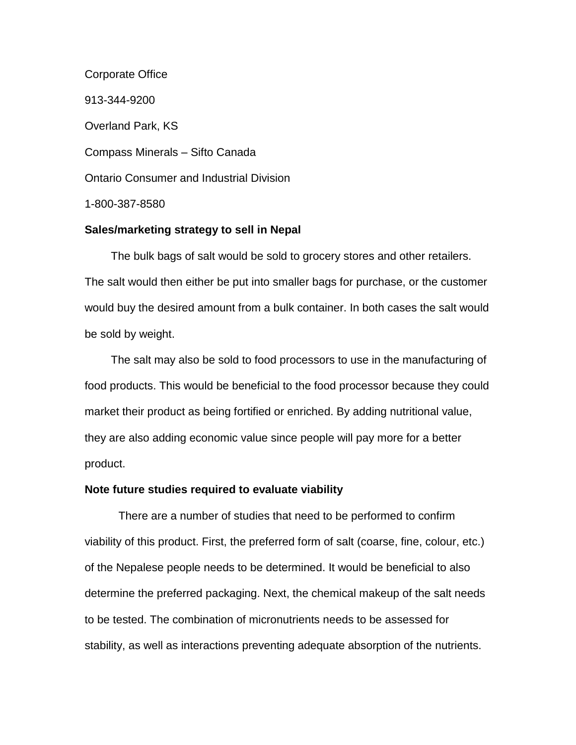Corporate Office

913-344-9200

Overland Park, KS

Compass Minerals – Sifto Canada

Ontario Consumer and Industrial Division

1-800-387-8580

**Sales/marketing strategy to sell in Nepal**

The bulk bags of salt would be sold to grocery stores and other retailers. The salt would then either be put into smaller bags for purchase, or the customer would buy the desired amount from a bulk container. In both cases the salt would be sold by weight.

The salt may also be sold to food processors to use in the manufacturing of food products. This would be beneficial to the food processor because they could market their product as being fortified or enriched. By adding nutritional value, they are also adding economic value since people will pay more for a better product.

**Note future studies required to evaluate viability**

There are a number of studies that need to be performed to confirm viability of this product. First, the preferred form of salt (coarse, fine, colour, etc.) of the Nepalese people needs to be determined. It would be beneficial to also determine the preferred packaging. Next, the chemical makeup of the salt needs to be tested. The combination of micronutrients needs to be assessed for stability, as well as interactions preventing adequate absorption of the nutrients.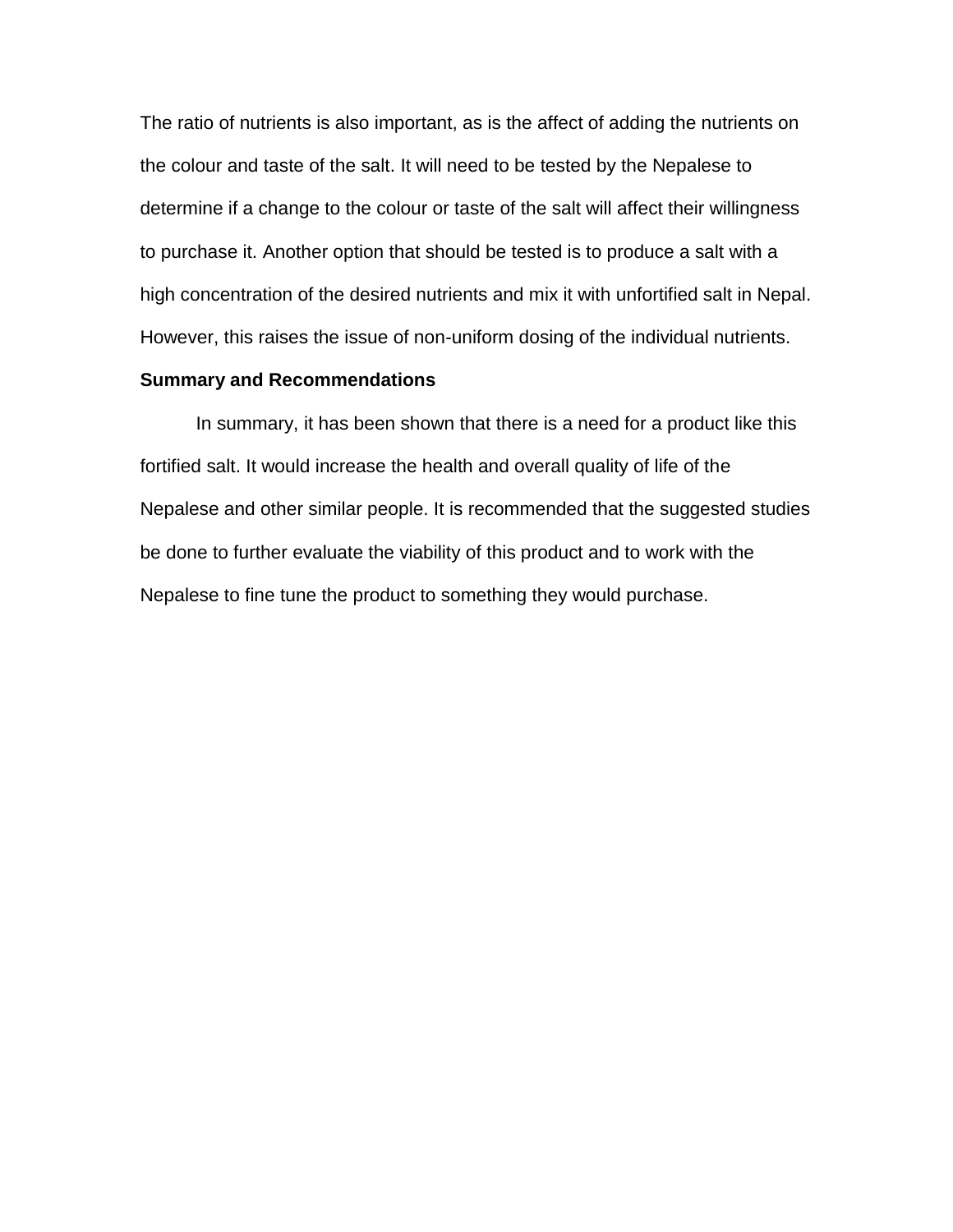The ratio of nutrients is also important, as is the affect of adding the nutrients on the colour and taste of the salt. It will need to be tested by the Nepalese to determine if a change to the colour or taste of the salt will affect their willingness to purchase it. Another option that should be tested is to produce a salt with a high concentration of the desired nutrients and mix it with unfortified salt in Nepal. However, this raises the issue of non-uniform dosing of the individual nutrients.

**Summary and Recommendations**

In summary, it has been shown that there is a need for a product like this fortified salt. It would increase the health and overall quality of life of the Nepalese and other similar people. It is recommended that the suggested studies be done to further evaluate the viability of this product and to work with the Nepalese to fine tune the product to something they would purchase.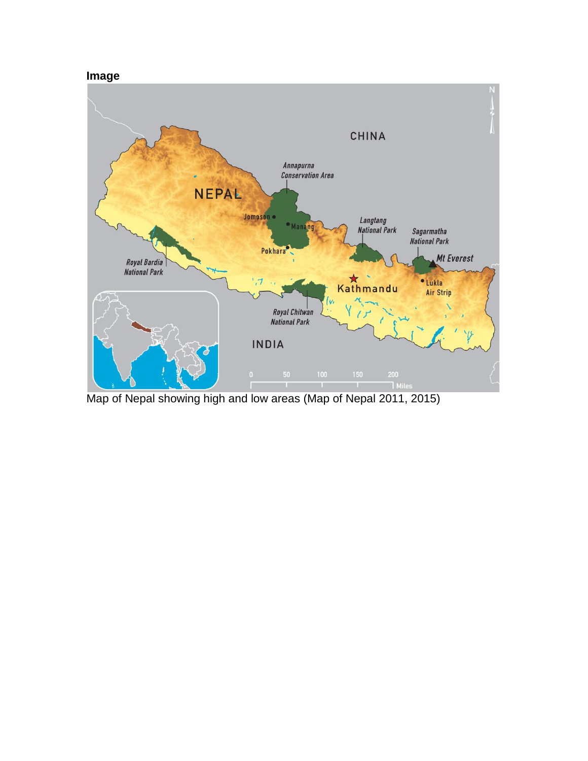**Image**

Map of Nepal showing high and low areas (Map of Nepal 2011, 2015)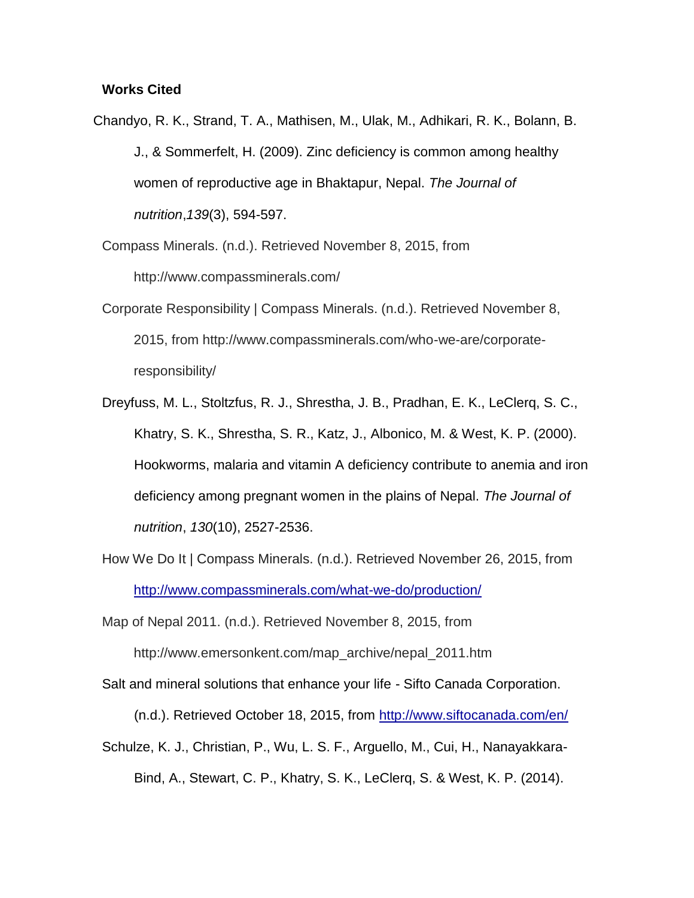**Works Cited**

Chandyo, R. K., Strand, T. A., Mathisen, M., Ulak, M., Adhikari, R. K., Bolann, B. J., & Sommerfelt, H. (2009). Zinc deficiency is common among healthy women of reproductive age in Bhaktapur, Nepal. *The Journal of nutrition*,*139*(3), 594-597.

Compass Minerals. (n.d.). Retrieved November 8, 2015, from http://www.compassminerals.com/

Corporate Responsibility | Compass Minerals. (n.d.). Retrieved November 8, 2015, from http://www.compassminerals.com/who-we-are/corporate-responsibility/

Dreyfuss, M. L., Stoltzfus, R. J., Shrestha, J. B., Pradhan, E. K., LeClerq, S. C., Khatry, S. K., Shrestha, S. R., Katz, J., Albonico, M. & West, K. P. (2000). Hookworms, malaria and vitamin A deficiency contribute to anemia and iron deficiency among pregnant women in the plains of Nepal. *The Journal of nutrition*, *130*(10), 2527-2536.

How We Do It | Compass Minerals. (n.d.). Retrieved November 26, 2015, from http://www.compassminerals.com/what-we-do/production/

Map of Nepal 2011. (n.d.). Retrieved November 8, 2015, from http://www.emersonkent.com/map_archive/nepal_2011.htm

Salt and mineral solutions that enhance your life - Sifto Canada Corporation. (n.d.). Retrieved October 18, 2015, from http://www.siftocanada.com/en/

Schulze, K. J., Christian, P., Wu, L. S. F., Arguello, M., Cui, H., Nanayakkara-Bind, A., Stewart, C. P., Khatry, S. K., LeClerq, S. & West, K. P. (2014).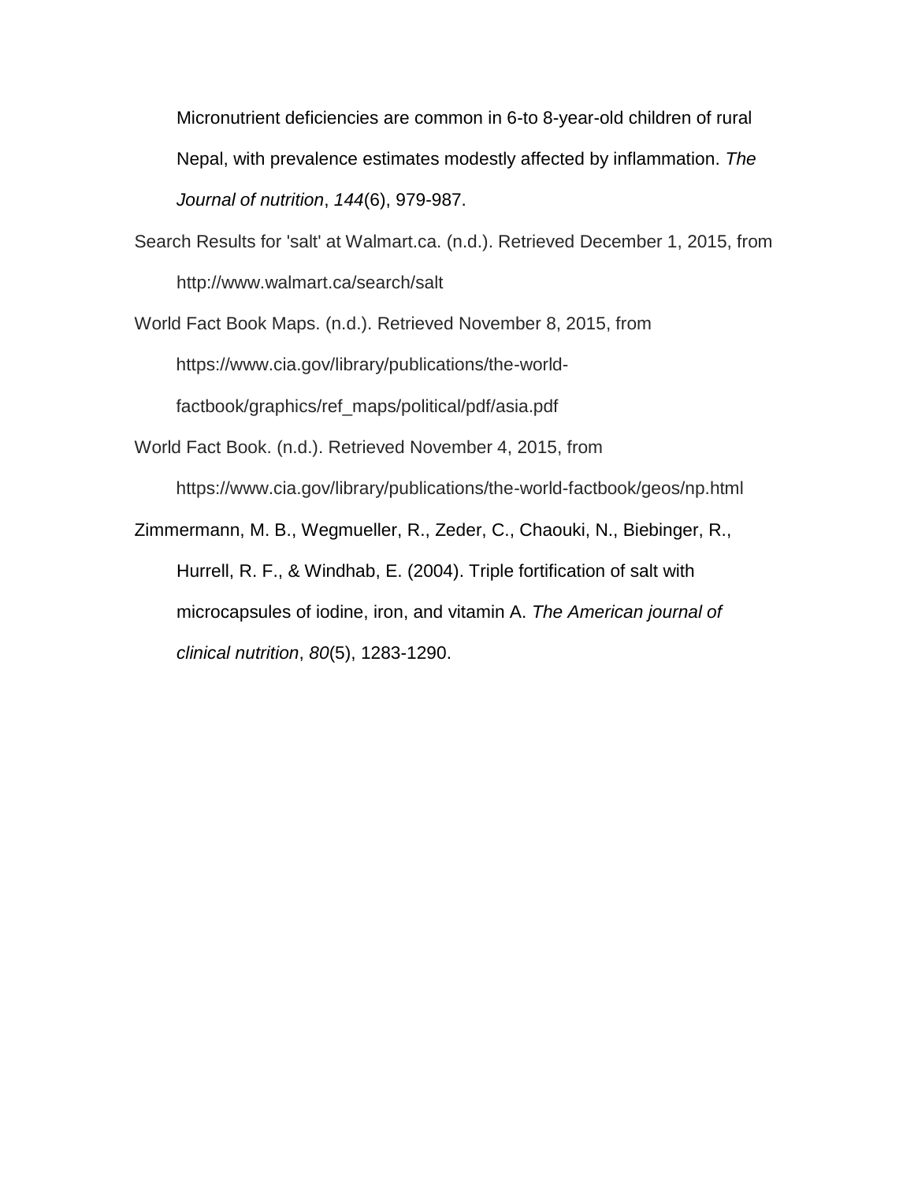Micronutrient deficiencies are common in 6-to 8-year-old children of rural Nepal, with prevalence estimates modestly affected by inflammation. *The Journal of nutrition*, *144*(6), 979-987.

Search Results for 'salt' at Walmart.ca. (n.d.). Retrieved December 1, 2015, from http://www.walmart.ca/search/salt

World Fact Book Maps. (n.d.). Retrieved November 8, 2015, from https://www.cia.gov/library/publications/the-world-factbook/graphics/ref_maps/political/pdf/asia.pdf

World Fact Book. (n.d.). Retrieved November 4, 2015, from https://www.cia.gov/library/publications/the-world-factbook/geos/np.html

Zimmermann, M. B., Wegmueller, R., Zeder, C., Chaouki, N., Biebinger, R., Hurrell, R. F., & Windhab, E. (2004). Triple fortification of salt with microcapsules of iodine, iron, and vitamin A. *The American journal of clinical nutrition*, *80*(5), 1283-1290.